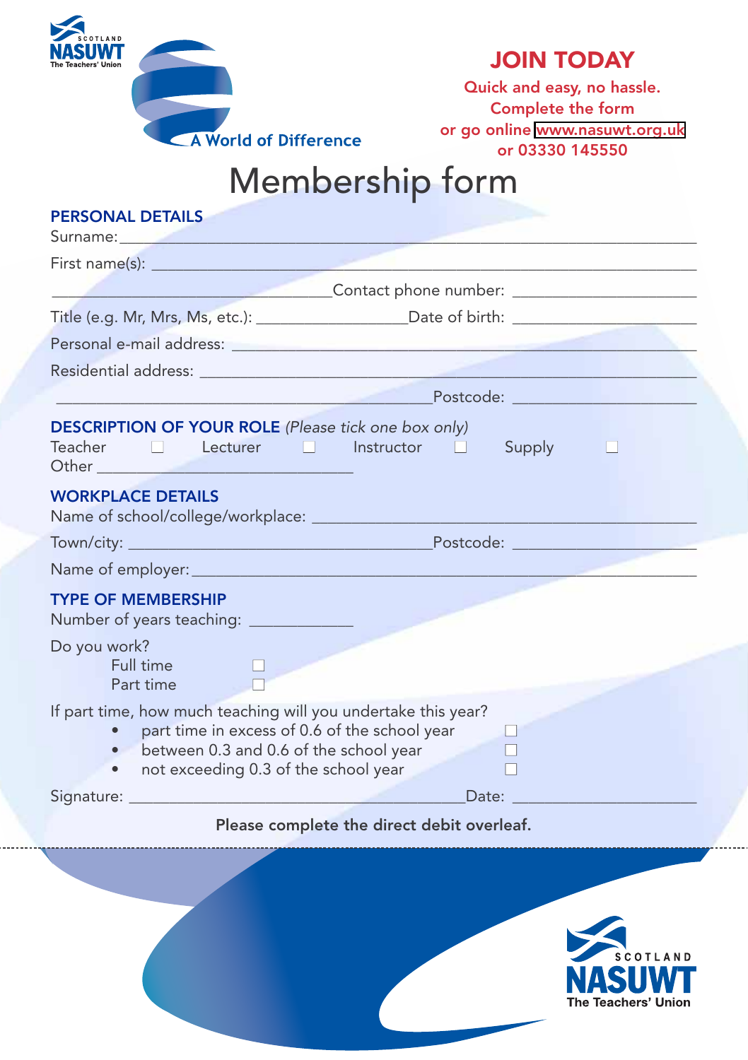NASUWT Scotland
The Teachers' Union

A World of Difference

## JOIN TODAY

Quick and easy, no hassle.
Complete the form
or go online www.nasuwt.org.uk
or 03330 145550

# Membership form

## PERSONAL DETAILS

Surname: ____________________

First name(s): ____________________

____________________ Contact phone number: ____________________

Title (e.g. Mr, Mrs, Ms, etc.): ____________________ Date of birth: ____________________

Personal e-mail address: ____________________

Residential address: ____________________

____________________ Postcode: ____________________

## DESCRIPTION OF YOUR ROLE *(Please tick one box only)*

Teacher ☐ Lecturer ☐ Instructor ☐ Supply ☐

Other ____________________

## WORKPLACE DETAILS

Name of school/college/workplace: ____________________

Town/city: ____________________ Postcode: ____________________

Name of employer: ____________________

## TYPE OF MEMBERSHIP

Number of years teaching: ____________

Do you work?

Full time ☐

Part time ☐

If part time, how much teaching will you undertake this year?

- part time in excess of 0.6 of the school year ☐
- between 0.3 and 0.6 of the school year ☐
- not exceeding 0.3 of the school year ☐

Signature: ____________________ Date: ____________________

**Please complete the direct debit overleaf.**

NASUWT Scotland
The Teachers' Union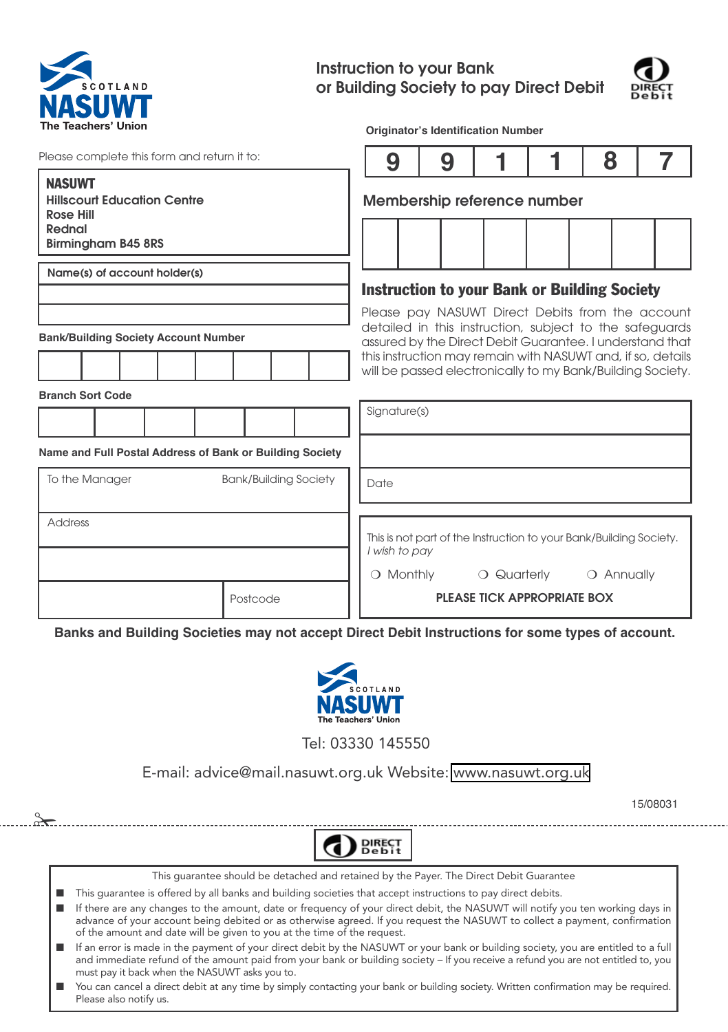SCOTLAND
NASUWT
The Teachers' Union

## Instruction to your Bank or Building Society to pay Direct Debit

DIRECT Debit

Please complete this form and return it to:

**NASUWT**
**Hillscourt Education Centre**
**Rose Hill**
**Rednal**
**Birmingham B45 8RS**

**Originator's Identification Number**

| 9 | 9 | 1 | 1 | 8 | 7 |
|---|---|---|---|---|---|

**Membership reference number**

| | | | | | | |
|---|---|---|---|---|---|---|

**Name(s) of account holder(s)**

**Bank/Building Society Account Number**

| | | | | | | | |
|---|---|---|---|---|---|---|---|

**Branch Sort Code**

| | | | | | |
|---|---|---|---|---|---|

**Name and Full Postal Address of Bank or Building Society**

To the Manager Bank/Building Society

Address

Postcode

### Instruction to your Bank or Building Society

Please pay NASUWT Direct Debits from the account detailed in this instruction, subject to the safeguards assured by the Direct Debit Guarantee. I understand that this instruction may remain with NASUWT and, if so, details will be passed electronically to my Bank/Building Society.

Signature(s)

Date

This is not part of the Instruction to your Bank/Building Society.
*I wish to pay*

❍ Monthly ❍ Quarterly ❍ Annually

**PLEASE TICK APPROPRIATE BOX**

**Banks and Building Societies may not accept Direct Debit Instructions for some types of account.**

SCOTLAND
NASUWT
The Teachers' Union

Tel: 03330 145550

E-mail: advice@mail.nasuwt.org.uk Website: www.nasuwt.org.uk

15/08031

DIRECT Debit

This guarantee should be detached and retained by the Payer. The Direct Debit Guarantee

- This guarantee is offered by all banks and building societies that accept instructions to pay direct debits.
- If there are any changes to the amount, date or frequency of your direct debit, the NASUWT will notify you ten working days in advance of your account being debited or as otherwise agreed. If you request the NASUWT to collect a payment, confirmation of the amount and date will be given to you at the time of the request.
- If an error is made in the payment of your direct debit by the NASUWT or your bank or building society, you are entitled to a full and immediate refund of the amount paid from your bank or building society – If you receive a refund you are not entitled to, you must pay it back when the NASUWT asks you to.
- You can cancel a direct debit at any time by simply contacting your bank or building society. Written confirmation may be required. Please also notify us.